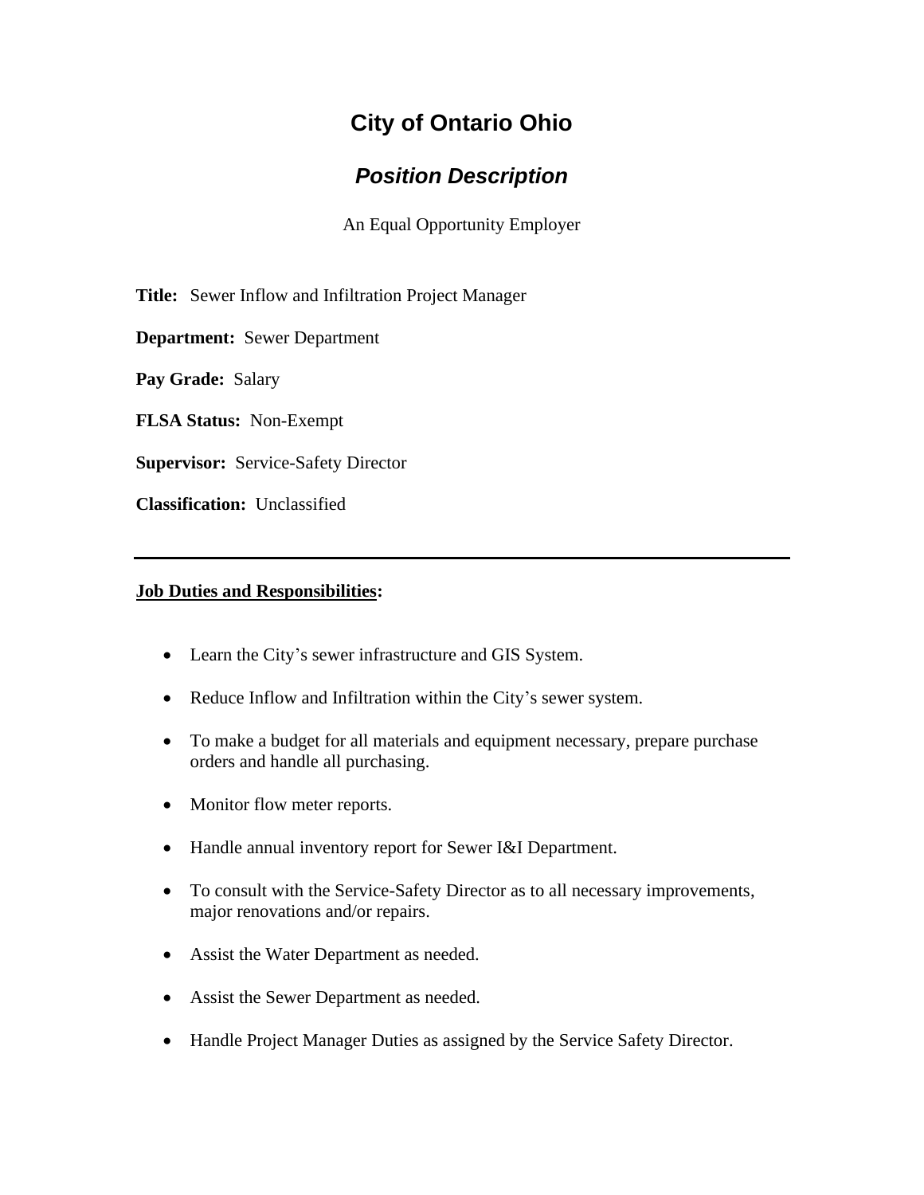# City of Ontario Ohio

## *Position Description*

An Equal Opportunity Employer

**Title:** Sewer Inflow and Infiltration Project Manager

**Department:** Sewer Department

**Pay Grade:** Salary

**FLSA Status:** Non-Exempt

**Supervisor:** Service-Safety Director

**Classification:** Unclassified

---

**Job Duties and Responsibilities:**

- Learn the City's sewer infrastructure and GIS System.
- Reduce Inflow and Infiltration within the City's sewer system.
- To make a budget for all materials and equipment necessary, prepare purchase orders and handle all purchasing.
- Monitor flow meter reports.
- Handle annual inventory report for Sewer I&I Department.
- To consult with the Service-Safety Director as to all necessary improvements, major renovations and/or repairs.
- Assist the Water Department as needed.
- Assist the Sewer Department as needed.
- Handle Project Manager Duties as assigned by the Service Safety Director.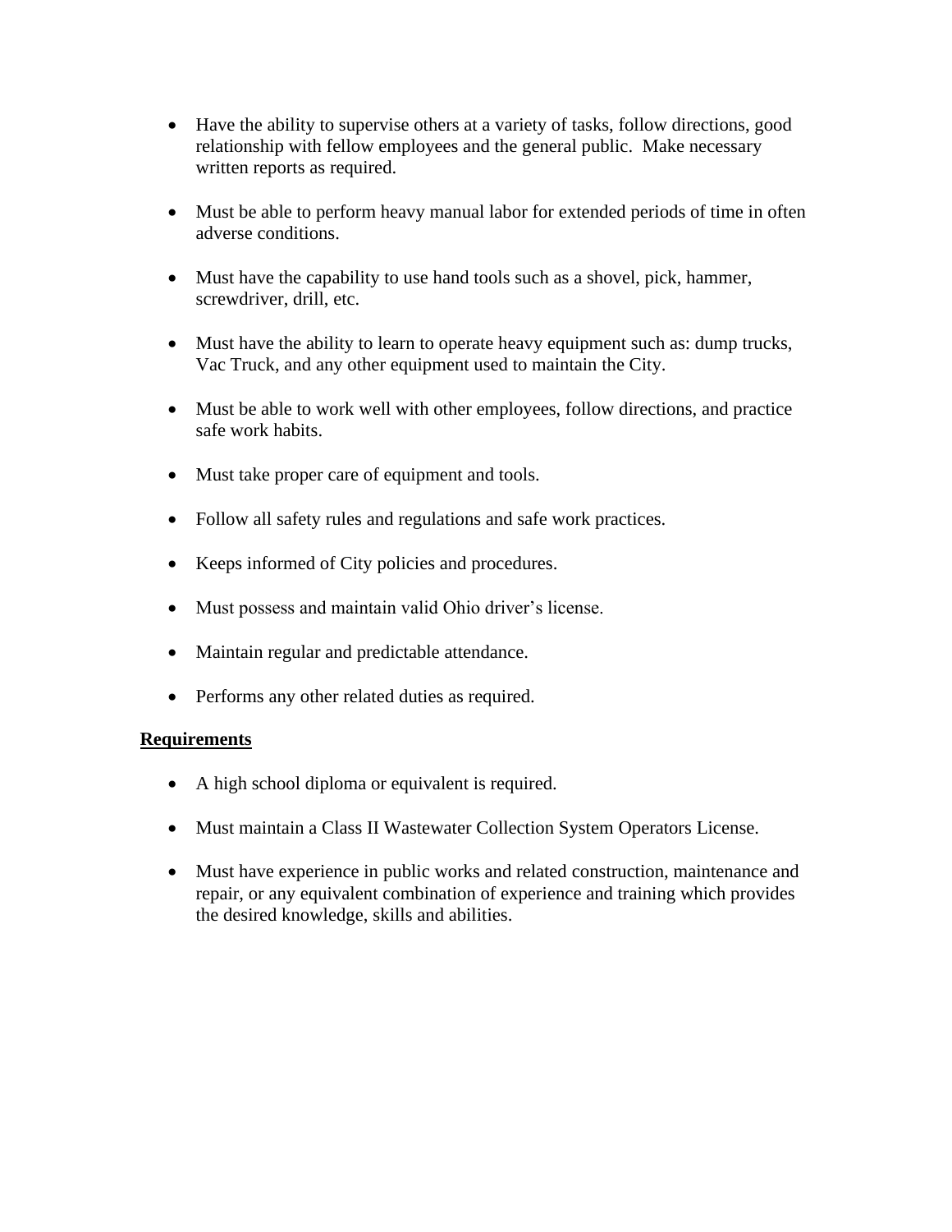- Have the ability to supervise others at a variety of tasks, follow directions, good relationship with fellow employees and the general public. Make necessary written reports as required.

- Must be able to perform heavy manual labor for extended periods of time in often adverse conditions.

- Must have the capability to use hand tools such as a shovel, pick, hammer, screwdriver, drill, etc.

- Must have the ability to learn to operate heavy equipment such as: dump trucks, Vac Truck, and any other equipment used to maintain the City.

- Must be able to work well with other employees, follow directions, and practice safe work habits.

- Must take proper care of equipment and tools.

- Follow all safety rules and regulations and safe work practices.

- Keeps informed of City policies and procedures.

- Must possess and maintain valid Ohio driver's license.

- Maintain regular and predictable attendance.

- Performs any other related duties as required.

**Requirements**

- A high school diploma or equivalent is required.

- Must maintain a Class II Wastewater Collection System Operators License.

- Must have experience in public works and related construction, maintenance and repair, or any equivalent combination of experience and training which provides the desired knowledge, skills and abilities.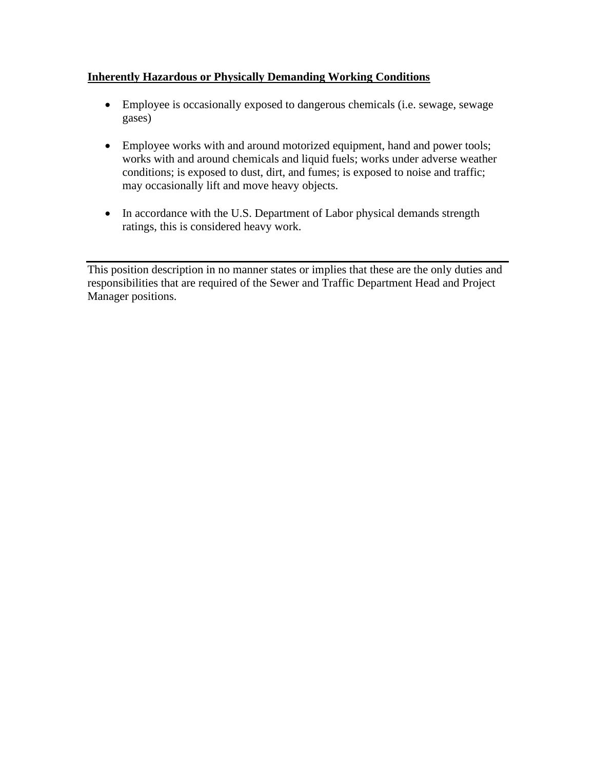**Inherently Hazardous or Physically Demanding Working Conditions**

- Employee is occasionally exposed to dangerous chemicals (i.e. sewage, sewage gases)

- Employee works with and around motorized equipment, hand and power tools; works with and around chemicals and liquid fuels; works under adverse weather conditions; is exposed to dust, dirt, and fumes; is exposed to noise and traffic; may occasionally lift and move heavy objects.

- In accordance with the U.S. Department of Labor physical demands strength ratings, this is considered heavy work.

---

This position description in no manner states or implies that these are the only duties and responsibilities that are required of the Sewer and Traffic Department Head and Project Manager positions.